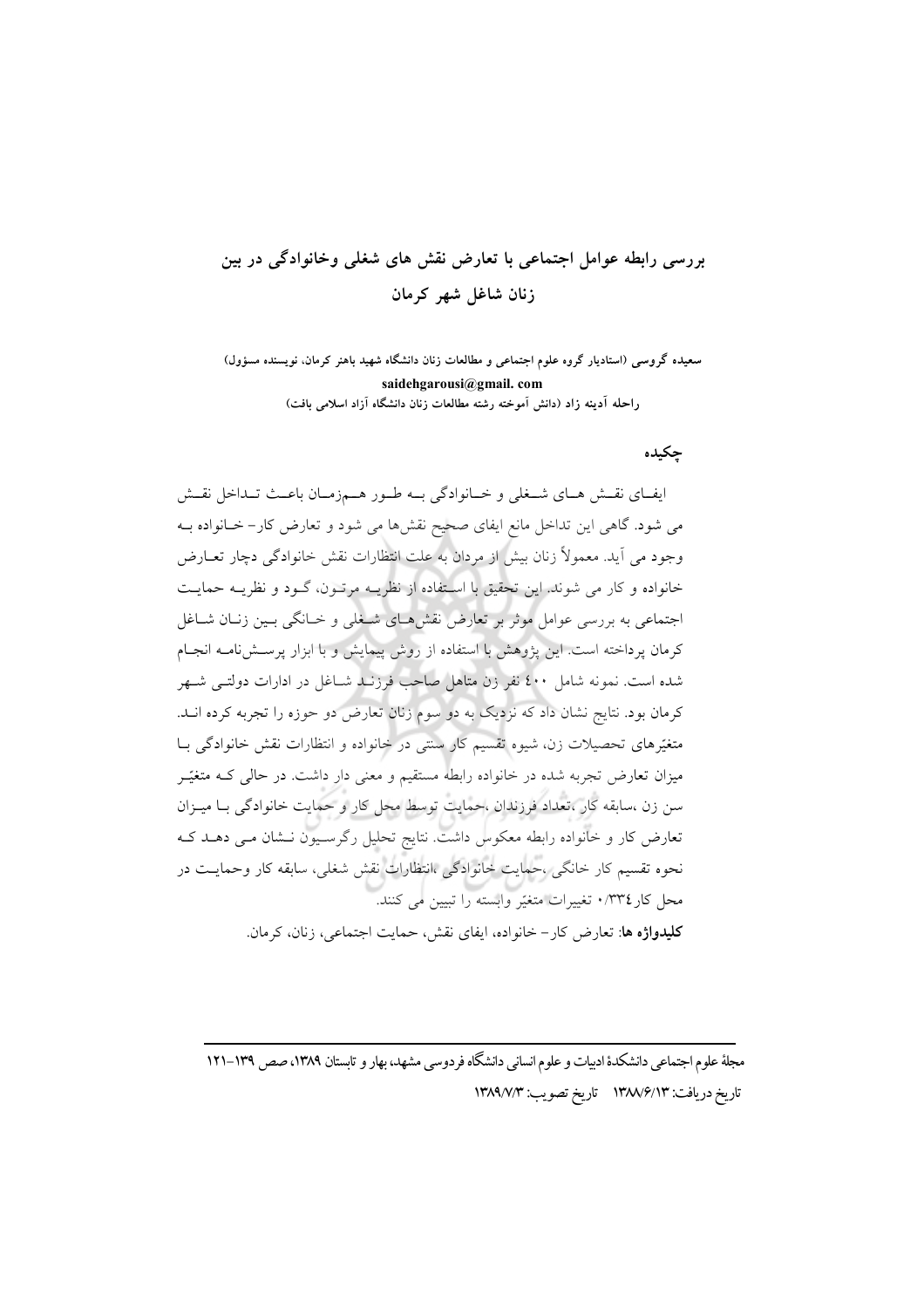# بررسی رابطه عوامل اجتماعی با تعارض نقش های شغلی وخانوادگی در بین زنان شاغل شهر کرمان

**سعیده گروسی (استادیار گروه علوم اجتماعی و مطالعات زنان دانشگاه شهید باهنر کرمان، نویسنده مسؤول)**
**saidehgarousi@gmail. com**
**راحله آدینه زاد (دانش آموخته رشته مطالعات زنان دانشگاه آزاد اسلامی بافت)**

## چکیده

ایفـای نقـش هـای شـغلی و خـانوادگی بـه طـور هـمزمـان باعـث تـداخل نقـش می شود. گاهی این تداخل مانع ایفای صحیح نقش‌ها می شود و تعارض کار- خـانواده بـه وجود می آید. معمولاً زنان بیش از مردان به علت انتظارات نقش خانوادگی دچار تعـارض خانواده و کار می شوند. این تحقیق با اسـتفاده از نظریـه مرتـون، گـود و نظریـه حمایـت اجتماعی به بررسی عوامل موثر بر تعارض نقش‌هـای شـغلی و خـانگی بـین زنـان شـاغل کرمان پرداخته است. این پژوهش با استفاده از روش پیمایش و با ابزار پرسـش‌نامـه انجـام شده است. نمونه شامل ٤٠٠ نفر زن متاهل صاحب فرزنـد شـاغل در ادارات دولتـی شـهر کرمان بود. نتایج نشان داد که نزدیک به دو سوم زنان تعارض دو حوزه را تجربه کرده انـد. متغیّرهای تحصیلات زن، شیوه تقسیم کار سنتی در خانواده و انتظارات نقش خانوادگی بـا میزان تعارض تجربه شده در خانواده رابطه مستقیم و معنی دار داشت. در حالی کـه متغیّـر سن زن ،سابقه کار ،تعداد فرزندان ،حمایت توسط محل کار و حمایت خانوادگی بـا میـزان تعارض کار و خانواده رابطه معکوس داشت. نتایج تحلیل رگرسـیون نـشان مـی دهـد کـه نحوه تقسیم کار خانگی ،حمایت خانوادگی ،انتظارات نقش شغلی، سابقه کار وحمایـت در محل کار٠/٣٣٤ تغییرات متغیّر وابسته را تبیین می کنند.

**کلیدواژه ها**: تعارض کار- خانواده، ایفای نقش، حمایت اجتماعی، زنان، کرمان.

---

مجلهٔ علوم اجتماعی دانشکدهٔ ادبیات و علوم انسانی دانشگاه فردوسی مشهد، بهار و تابستان ١٣٨٩، صص ١٣٩-١٢١

تاریخ دریافت: ١٣٨٨/٦/١٣ تاریخ تصویب: ١٣٨٩/٧/٣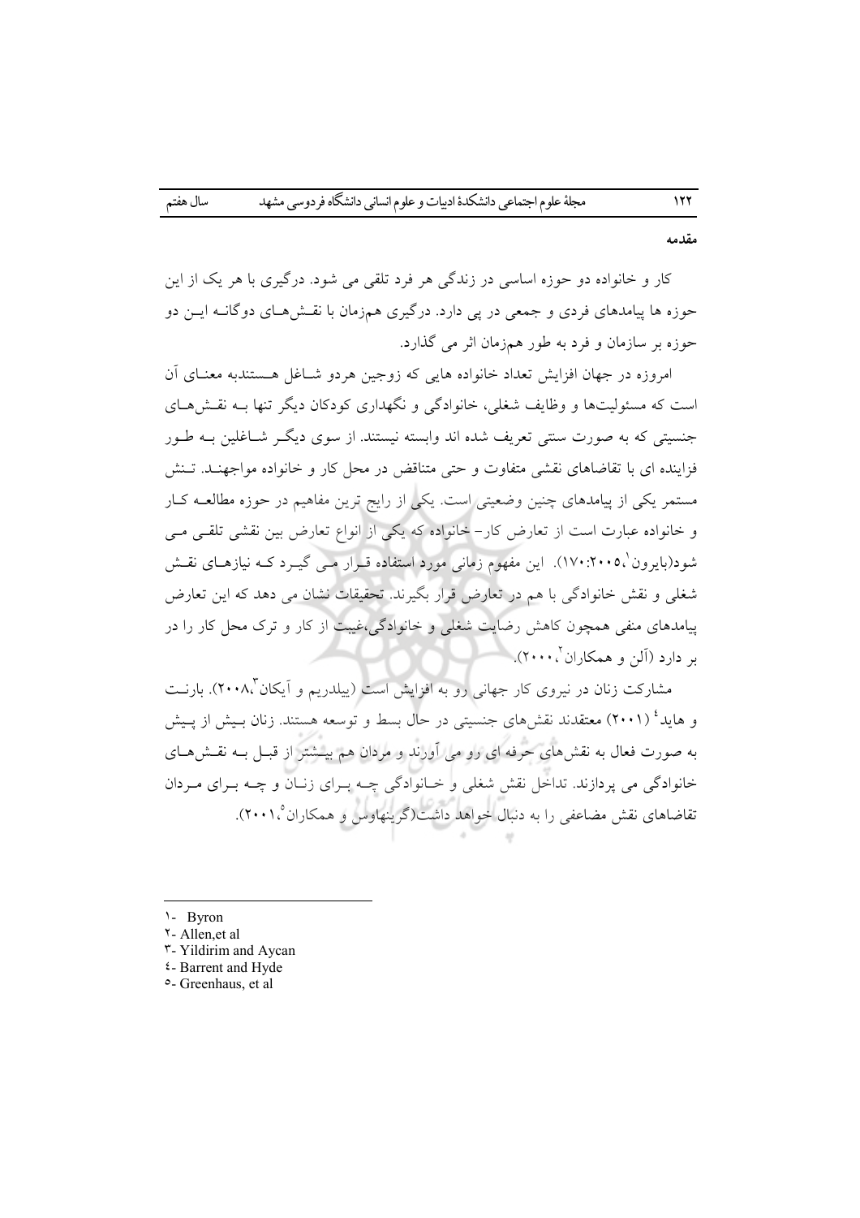## مقدمه

کار و خانواده دو حوزه اساسی در زندگی هر فرد تلقی می شود. درگیری با هر یک از این حوزه ها پیامدهای فردی و جمعی در پی دارد. درگیری همزمان با نقش‌های دوگانه این دو حوزه بر سازمان و فرد به طور همزمان اثر می گذارد.

امروزه در جهان افزایش تعداد خانواده هایی که زوجین هردو شاغل هستندبه معنای آن است که مسئولیت‌ها و وظایف شغلی، خانوادگی و نگهداری کودکان دیگر تنها به نقش‌های جنسیتی که به صورت سنتی تعریف شده اند وابسته نیستند. از سوی دیگر شاغلین به طور فزاینده ای با تقاضاهای نقشی متفاوت و حتی متناقض در محل کار و خانواده مواجهند. تنش مستمر یکی از پیامدهای چنین وضعیتی است. یکی از رایج ترین مفاهیم در حوزه مطالعه کار و خانواده عبارت است از تعارض کار- خانواده که یکی از انواع تعارض بین نقشی تلقی می شود(بایرون[1]،۲۰۰۵:۱۷۰). این مفهوم زمانی مورد استفاده قرار می گیرد که نیازهای نقش شغلی و نقش خانوادگی با هم در تعارض قرار بگیرند. تحقیقات نشان می دهد که این تعارض پیامدهای منفی همچون کاهش رضایت شغلی و خانوادگی،غیبت از کار و ترک محل کار را در بر دارد (آلن و همکاران[2]،۲۰۰۰).

مشارکت زنان در نیروی کار جهانی رو به افزایش است (ییلدریم و آیکان[3]،۲۰۰۸). بارنت و هاید[4] (۲۰۰۱) معتقدند نقش‌های جنسیتی در حال بسط و توسعه هستند. زنان بیش از پیش به صورت فعال به نقش‌های حرفه ای رو می آورند و مردان هم بیشتر از قبل به نقش‌های خانوادگی می پردازند. تداخل نقش شغلی و خانوادگی چه برای زنان و چه برای مردان تقاضاهای نقش مضاعفی را به دنبال خواهد داشت(گرینهاوس و همکاران[5]،۲۰۰۱).

---

1- Byron
2- Allen,et al
3- Yildirim and Aycan
4- Barrent and Hyde
5- Greenhaus, et al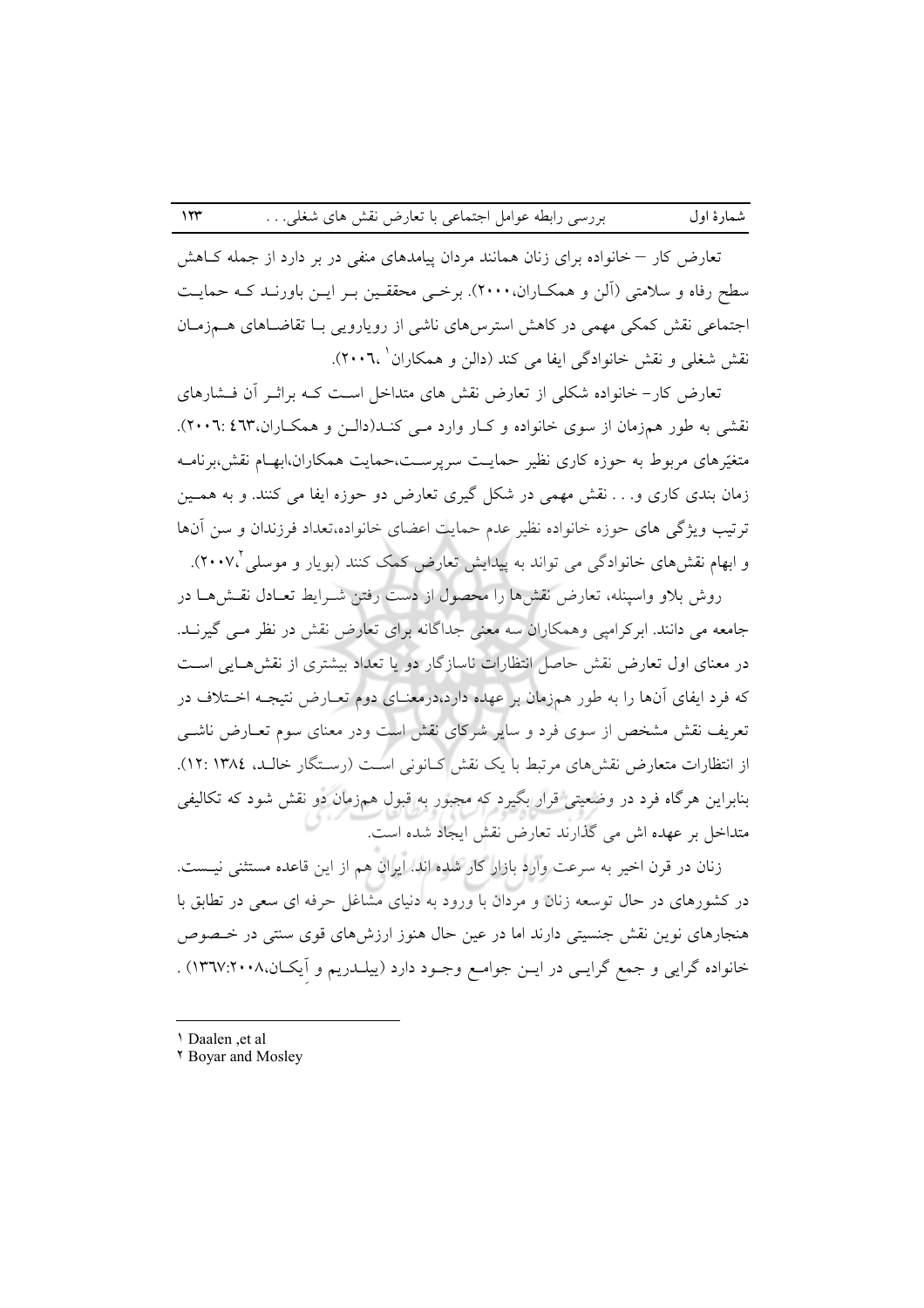تعارض کار – خانواده برای زنان همانند مردان پیامدهای منفی در بر دارد از جمله کـاهش سطح رفاه و سلامتی (آلن و همکـاران،۲۰۰۰). برخـی محققـین بـر ایـن باورنـد کـه حمایـت اجتماعی نقش کمکی مهمی در کاهش استرس‌های ناشی از رویارویی بـا تقاضـاهای هـم‌زمـان نقش شغلی و نقش خانوادگی ایفا می کند (دالن و همکاران[1] ،۲۰۰٦).

تعارض کار– خانواده شکلی از تعارض نقش های متداخل اسـت کـه براثـر آن فـشارهای نقشی به طور هم‌زمان از سوی خانواده و کـار وارد مـی کنـد(دالـن و همکـاران،٤٦٣ :۲۰۰٦). متغیّرهای مربوط به حوزه کاری نظیر حمایـت سرپرسـت،حمایت همکاران،ابهـام نقش،برنامـه زمان بندی کاری و. . . نقش مهمی در شکل گیری تعارض دو حوزه ایفا می کنند. و به همـین ترتیب ویژگی های حوزه خانواده نظیر عدم حمایت اعضای خانواده،تعداد فرزندان و سن آنها و ابهام نقش‌های خانوادگی می تواند به پیدایش تعارض کمک کنند (بویار و موسلی[2]،۲۰۰۷).

روش بلاو واسپنله، تعارض نقش‌ها را محصول از دست رفتن شـرایط تعـادل نقـش‌هـا در جامعه می دانند. ابرکرامبی وهمکاران سه معنی جداگانه برای تعارض نقش در نظر مـی گیرنـد. در معنای اول تعارض نقش حاصل انتظارات ناسازگار دو یا تعداد بیشتری از نقش‌هـایی اسـت که فرد ایفای آن‌ها را به طور هم‌زمان بر عهده دارد،درمعنـای دوم تعـارض نتیجـه اخـتلاف در تعریف نقش مشخص از سوی فرد و سایر شرکای نقش است ودر معنای سوم تعـارض ناشـی از انتظارات متعارض نقش‌های مرتبط با یک نقش کـانونی اسـت (رسـتگار خالـد، ۱۳۸٤ :۱۲). بنابراین هرگاه فرد در وضعیتی قرار بگیرد که مجبور به قبول هم‌زمان دو نقش شود که تکالیفی متداخل بر عهده اش می گذارند تعارض نقش ایجاد شده است.

زنان در قرن اخیر به سرعت وارد بازار کار شده اند. ایران هم از این قاعده مستثنی نیـست. در کشورهای در حال توسعه زنان و مردان با ورود به دنیای مشاغل حرفه ای سعی در تطابق با هنجارهای نوین نقش جنسیتی دارند اما در عین حال هنوز ارزش‌های قوی سنتی در خـصوص خانواده گرایی و جمع گرایـی در ایـن جوامـع وجـود دارد (بیلـدریم و آیکـان،۲۰۰۸:۱۳٦۷) .

---

[1] Daalen ,et al

[2] Boyar and Mosley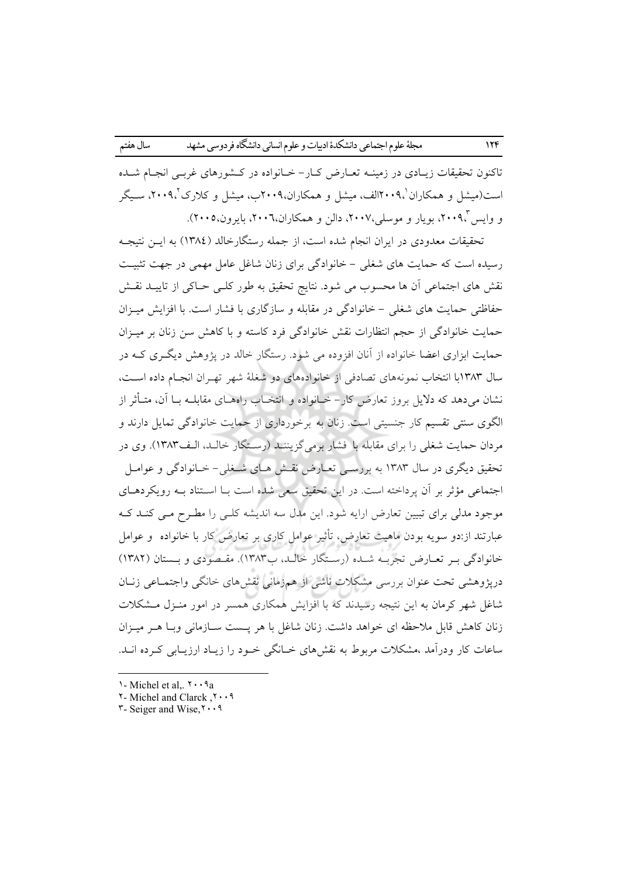تاکنون تحقیقات زیـادی در زمینـه تعـارض کـار- خـانواده در کـشورهای غربـی انجـام شـده است(میشل و همکاران[1]،۲۰۰۹الف، میشل و همکاران،۲۰۰۹ب، میشل و کلارک[2]،۲۰۰۹، سـیگر و وایس[3]،۲۰۰۹، بویار و موسلی،۲۰۰۷، دالن و همکاران،۲۰۰٦، بایرون،۲۰۰۵).

تحقیقات معدودی در ایران انجام شده است، از جمله رستگارخالد (۱۳۸٤) به ایـن نتیجـه رسیده است که حمایت های شغلی - خانوادگی برای زنان شاغل عامل مهمی در جهت تثبیـت نقش های اجتماعی آن ها محسوب می شود. نتایج تحقیق به طور کلـی حـاکی از تاییـد نقـش حفاظتی حمایت های شغلی - خانوادگی در مقابله و سازگاری با فشار است. با افزایش میـزان حمایت خانوادگی از حجم انتظارات نقش خانوادگی فرد کاسته و با کاهش سن زنان بر میـزان حمایت ابزاری اعضا خانواده از آنان افزوده می شود. رستگار خالد در پژوهش دیگـری کـه در سال ۱۳۸۳با انتخاب نمونه‌های تصادفی از خانواده‌های دو شغلهٔ شهر تهـران انجـام داده اسـت، نشان می‌دهد که دلایل بروز تعارض کار- خـانواده و انتخـاب راه‌هـای مقابلـه بـا آن، متـأثر از الگوی سنتی تقسیم کار جنسیتی است. زنان به برخورداری از حمایت خانوادگی تمایل دارند و مردان حمایت شغلی را برای مقابله با فشار برمی‌گزیننـد (رسـتگار خالـد، الـف۱۳۸۳). وی در تحقیق دیگری در سال ۱۳۸۳ به بررسـی تعـارض نقـش هـای شـغلی- خـانوادگی و عوامـل اجتماعی مؤثر بر آن پرداخته است. در این تحقیق سعی شده است بـا اسـتناد بـه رویکردهـای موجود مدلی برای تبیین تعارض ارایه شود. این مدل سه اندیشه کلـی را مطـرح مـی کنـد کـه عبارتند از:دو سویه بودن ماهیت تعارض، تأثیر عوامل کاری بر تعارض کار با خانواده و عوامل خانوادگی بـر تعـارض تجربـه شـده (رسـتگار خالـد، ب۱۳۸۳). مقـصودی و بـستان (۱۳۸۲) درپژوهشی تحت عنوان بررسی مشکلات ناشی از هم‌زمانی نقش‌های خانگی واجتمـاعی زنـان شاغل شهر کرمان به این نتیجه رسیدند که با افزایش همکاری همسر در امور منـزل مـشکلات زنان کاهش قابل ملاحظه ای خواهد داشت. زنان شاغل با هر پـست سـازمانی وبـا هـر میـزان ساعات کار ودرآمد ،مشکلات مربوط به نقش‌های خـانگی خـود را زیـاد ارزیـابی کـرده انـد.

---

1- Michel et al,. ۲۰۰۹a

2- Michel and Clarck ,۲۰۰۹

3- Seiger and Wise,۲۰۰۹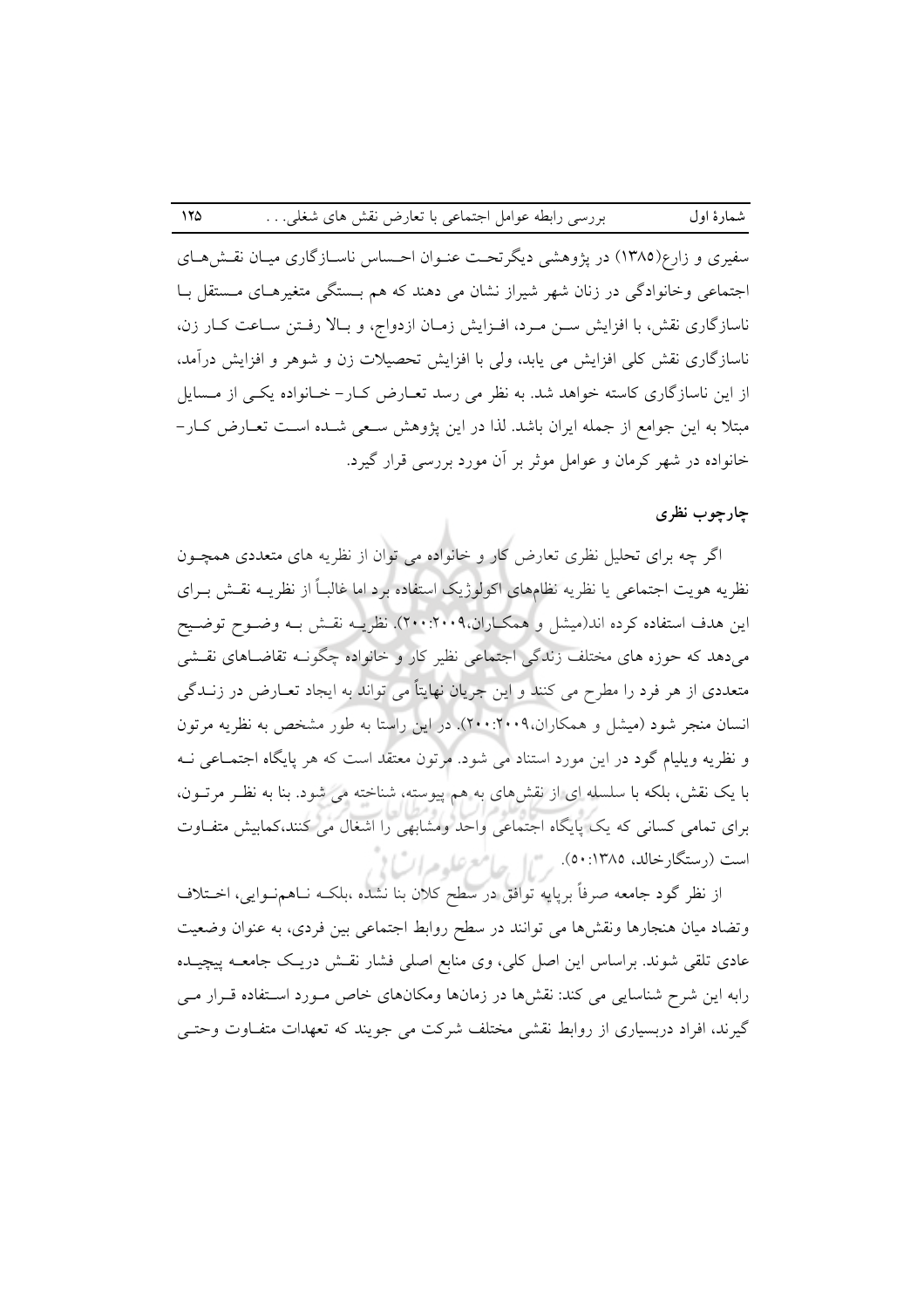سفیری و زارع(۱۳۸۵) در پژوهشی دیگرتحت عنوان احساس ناسازگاری میان نقش‌های اجتماعی وخانوادگی در زنان شهر شیراز نشان می دهند که هم بستگی متغیرهای مستقل با ناسازگاری نقش، با افزایش سن مرد، افزایش زمان ازدواج، و بالا رفتن ساعت کار زن، ناسازگاری نقش کلی افزایش می یابد، ولی با افزایش تحصیلات زن و شوهر و افزایش درآمد، از این ناسازگاری کاسته خواهد شد. به نظر می رسد تعارض کار- خانواده یکی از مسایل مبتلا به این جوامع از جمله ایران باشد. لذا در این پژوهش سعی شده است تعارض کار- خانواده در شهر کرمان و عوامل موثر بر آن مورد بررسی قرار گیرد.

## چارچوب نظری

اگر چه برای تحلیل نظری تعارض کار و خانواده می توان از نظریه های متعددی همچون نظریه هویت اجتماعی یا نظریه نظامهای اکولوژیک استفاده برد اما غالباً از نظریه نقش برای این هدف استفاده کرده اند(میشل و همکاران،۲۰۰۹:۲۰۰). نظریه نقش به وضوح توضیح می‌دهد که حوزه های مختلف زندگی اجتماعی نظیر کار و خانواده چگونه تقاضاهای نقشی متعددی از هر فرد را مطرح می کنند و این جریان نهایتاً می تواند به ایجاد تعارض در زندگی انسان منجر شود (میشل و همکاران،۲۰۰۹:۲۰۰). در این راستا به طور مشخص به نظریه مرتون و نظریه ویلیام گود در این مورد استناد می شود. مرتون معتقد است که هر پایگاه اجتماعی نه با یک نقش، بلکه با سلسله ای از نقش‌های به هم پیوسته، شناخته می شود. بنا به نظر مرتون، برای تمامی کسانی که یک پایگاه اجتماعی واحد ومشابهی را اشغال می کنند،کمابیش متفاوت است (رستگارخالد، ۱۳۸۵:۵۰).

از نظر گود جامعه صرفاً برپایه توافق در سطح کلان بنا نشده ،بلکه ناهمنوایی، اختلاف وتضاد میان هنجارها ونقش‌ها می توانند در سطح روابط اجتماعی بین فردی، به عنوان وضعیت عادی تلقی شوند. براساس این اصل کلی، وی منابع اصلی فشار نقش دریک جامعه پیچیده رابه این شرح شناسایی می کند: نقش‌ها در زمانها ومکان‌های خاص مورد استفاده قرار می گیرند، افراد دربسیاری از روابط نقشی مختلف شرکت می جویند که تعهدات متفاوت وحتی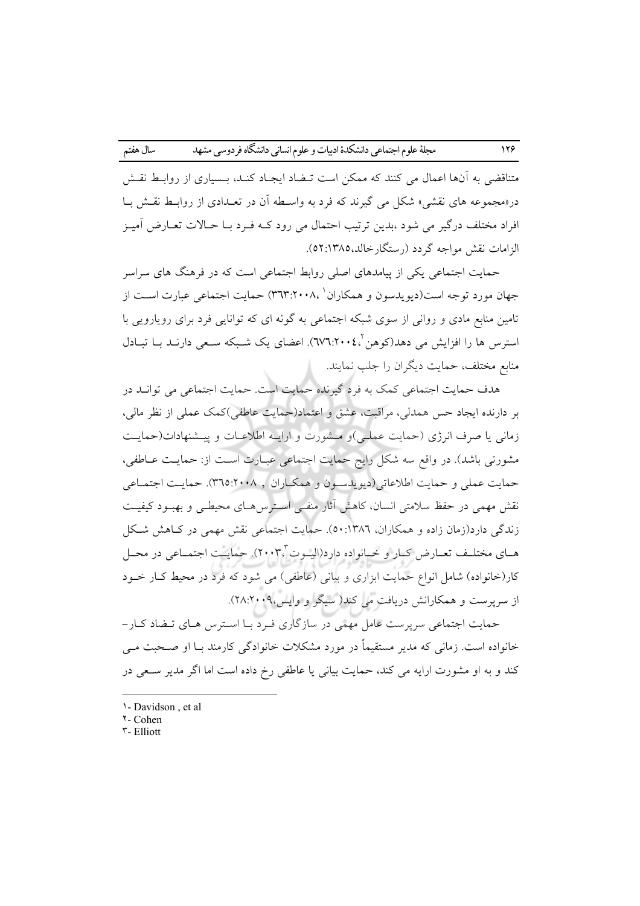متناقضی به آنها اعمال می کنند که ممکن است تضاد ایجاد کند، بسیاری از روابط نقش در«مجموعه های نقشی» شکل می گیرند که فرد به واسطه آن در تعدادی از روابط نقش با افراد مختلف درگیر می شود ،بدین ترتیب احتمال می رود که فرد با حالات تعارض آمیز الزامات نقش مواجه گردد (رستگارخالد،۱۳۸۵:۵۲).

حمایت اجتماعی یکی از پیامدهای اصلی روابط اجتماعی است که در فرهنگ های سراسر جهان مورد توجه است(دیویدسون و همکاران[1] ،۲۰۰۸:۳٦۳) حمایت اجتماعی عبارت است از تامین منابع مادی و روانی از سوی شبکه اجتماعی به گونه ای که توانایی فرد برای رویارویی با استرس ها را افزایش می دهد(کوهن[2]،۲۰۰٤:٦۷٦). اعضای یک شبکه سعی دارند با تبادل منابع مختلف، حمایت دیگران را جلب نمایند.

هدف حمایت اجتماعی کمک به فرد گیرنده حمایت است. حمایت اجتماعی می تواند در بر دارنده ایجاد حس همدلی، مراقبت، عشق و اعتماد(حمایت عاطفی)کمک عملی از نظر مالی، زمانی یا صرف انرژی (حمایت عملی)و مشورت و ارایه اطلاعات و پیشنهادات(حمایت مشورتی باشد). در واقع سه شکل رایج حمایت اجتماعی عبارت است از: حمایت عاطفی، حمایت عملی و حمایت اطلاعاتی(دیویدسون و همکاران , ۲۰۰۸:۳٦٥). حمایت اجتماعی نقش مهمی در حفظ سلامتی انسان، کاهش آثار منفی استرس‌های محیطی و بهبود کیفیت زندگی دارد(زمان زاده و همکاران، ۱۳۸٦:٥۰). حمایت اجتماعی نقش مهمی در کاهش شکل های مختلف تعارض کار و خانواده دارد(الیوت[3]،۲۰۰۳). حمایت اجتماعی در محل کار(خانواده) شامل انواع حمایت ابزاری و بیانی (عاطفی) می شود که فرد در محیط کار خود از سرپرست و همکارانش دریافت می کند( سیگر و وایس،۲۰۰۹:۲۸).

حمایت اجتماعی سرپرست عامل مهمی در سازگاری فرد با استرس های تضاد کار-خانواده است. زمانی که مدیر مستقیماً در مورد مشکلات خانوادگی کارمند با او صحبت می کند و به او مشورت ارایه می کند، حمایت بیانی یا عاطفی رخ داده است اما اگر مدیر سعی در

---

1- Davidson , et al

2- Cohen

3- Elliott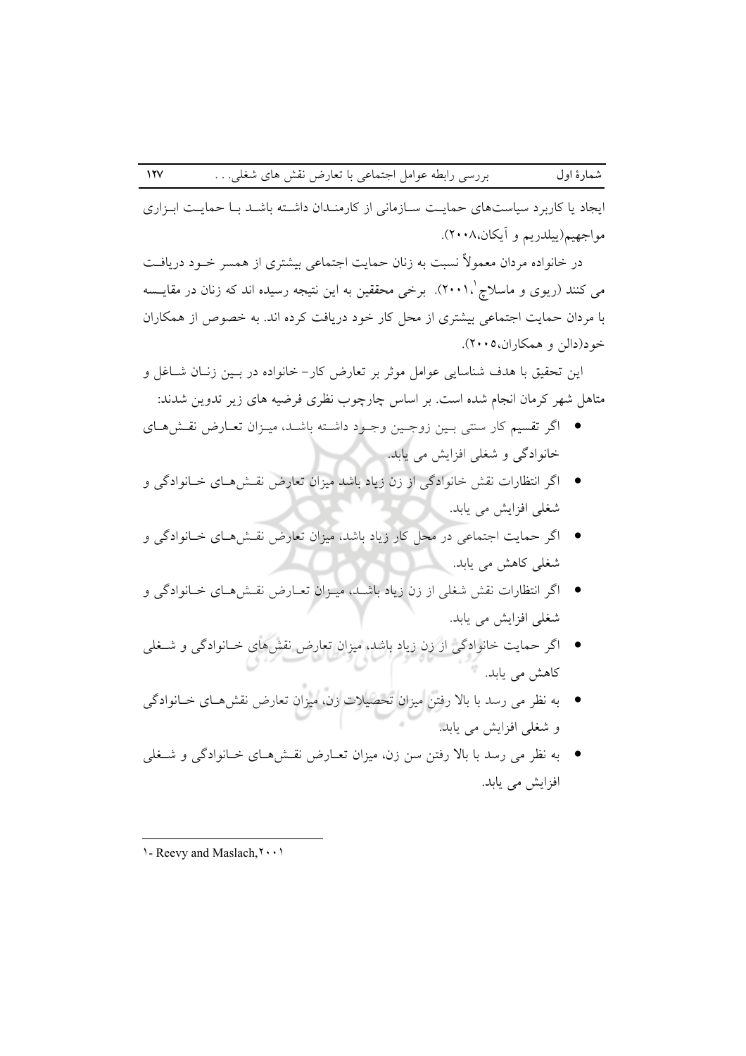ایجاد یا کاربرد سیاست‌های حمایت سازمانی از کارمندان داشته باشد با حمایت ابزاری مواجهیم(بیلدریم و آیکان،۲۰۰۸).

در خانواده مردان معمولاً نسبت به زنان حمایت اجتماعی بیشتری از همسر خود دریافت می کنند (ریوی و ماسلاچ[1]،۲۰۰۱). برخی محققین به این نتیجه رسیده اند که زنان در مقایسه با مردان حمایت اجتماعی بیشتری از محل کار خود دریافت کرده اند. به خصوص از همکاران خود(دالن و همکاران،۲۰۰۵).

این تحقیق با هدف شناسایی عوامل موثر بر تعارض کار- خانواده در بین زنان شاغل و متاهل شهر کرمان انجام شده است. بر اساس چارچوب نظری فرضیه های زیر تدوین شدند:

- اگر تقسیم کار سنتی بین زوجین وجود داشته باشد، میزان تعارض نقش‌های خانوادگی و شغلی افزایش می یابد.
- اگر انتظارات نقش خانوادگی از زن زیاد باشد میزان تعارض نقش‌های خانوادگی و شغلی افزایش می یابد.
- اگر حمایت اجتماعی در محل کار زیاد باشد، میزان تعارض نقش‌های خانوادگی و شغلی کاهش می یابد.
- اگر انتظارات نقش شغلی از زن زیاد باشد، میزان تعارض نقش‌های خانوادگی و شغلی افزایش می یابد.
- اگر حمایت خانوادگی از زن زیاد باشد، میزان تعارض نقش‌های خانوادگی و شغلی کاهش می یابد.
- به نظر می رسد با بالا رفتن میزان تحصیلات زن، میزان تعارض نقش‌های خانوادگی و شغلی افزایش می یابد.
- به نظر می رسد با بالا رفتن سن زن، میزان تعارض نقش‌های خانوادگی و شغلی افزایش می یابد.

---

1- Reevy and Maslach, ۲۰۰۱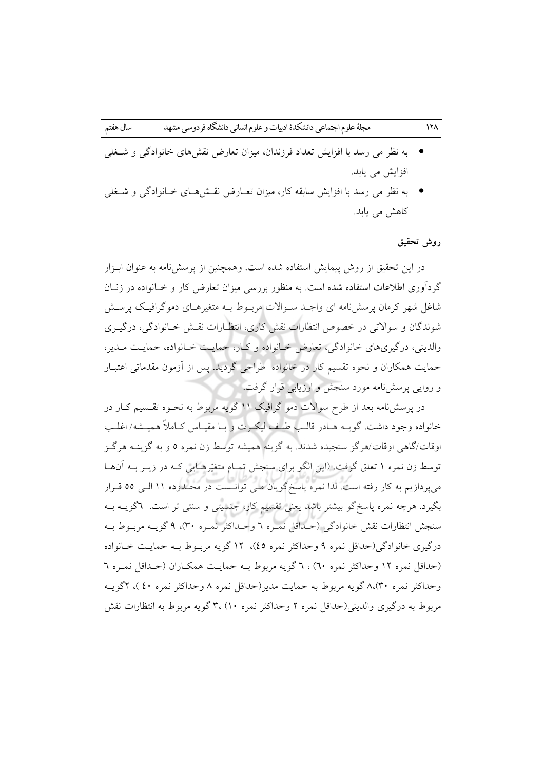- به نظر می رسد با افزایش تعداد فرزندان، میزان تعارض نقش‌های خانوادگی و شغلی افزایش می یابد.
- به نظر می رسد با افزایش سابقه کار، میزان تعارض نقش‌های خانوادگی و شغلی کاهش می یابد.

### روش تحقیق

در این تحقیق از روش پیمایش استفاده شده است. وهمچنین از پرسش‌نامه به عنوان ابزار گردآوری اطلاعات استفاده شده است. به منظور بررسی میزان تعارض کار و خانواده در زنان شاغل شهر کرمان پرسش‌نامه ای واجد سوالات مربوط به متغیرهای دموگرافیک پرسش شوندگان و سوالاتی در خصوص انتظارات نقش کاری، انتظارات نقش خانوادگی، درگیری والدینی، درگیری‌های خانوادگی، تعارض خانواده و کار، حمایت خانواده، حمایت مدیر، حمایت همکاران و نحوه تقسیم کار در خانواده طراحی گردید. پس از آزمون مقدماتی اعتبار و روایی پرسش‌نامه مورد سنجش و ارزیابی قرار گرفت.

در پرسش‌نامه بعد از طرح سوالات دمو گرافیک ۱۱ گویه مربوط به نحوه تقسیم کار در خانواده وجود داشت. گویه هادر قالب طیف لیکرت و با مقیاس کاملاً همیشه/ اغلب اوقات/گاهی اوقات/هرگز سنجیده شدند. به گزینه همیشه توسط زن نمره ۵ و به گزینه هرگز توسط زن نمره ۱ تعلق گرفت. (این الگو برای سنجش تمام متغیّرهایی که در زیر به آنها می‌پردازیم به کار رفته است. لذا نمره پاسخ‌گویان می توانست در محدوده ۱۱ الی ۵۵ قرار بگیرد. هرچه نمره پاسخ‌گو بیشتر باشد یعنی تقسیم کار، جنسیتی و سنتی تر است. ٦گویه به سنجش انتظارات نقش خانوادگی (حداقل نمره ٦ وحداکثر نمره ۳۰)، ۹ گویه مربوط به درگیری خانوادگی(حداقل نمره ۹ وحداکثر نمره ٤٥)، ۱۲ گویه مربوط به حمایت خانواده (حداقل نمره ۱۲ وحداکثر نمره ٦۰) ، ٦ گویه مربوط به حمایت همکاران (حداقل نمره ٦ وحداکثر نمره ۳۰)،۸ گویه مربوط به حمایت مدیر(حداقل نمره ۸ وحداکثر نمره ٤۰ )، ۲گویه مربوط به درگیری والدینی(حداقل نمره ۲ وحداکثر نمره ۱۰) ،۳ گویه مربوط به انتظارات نقش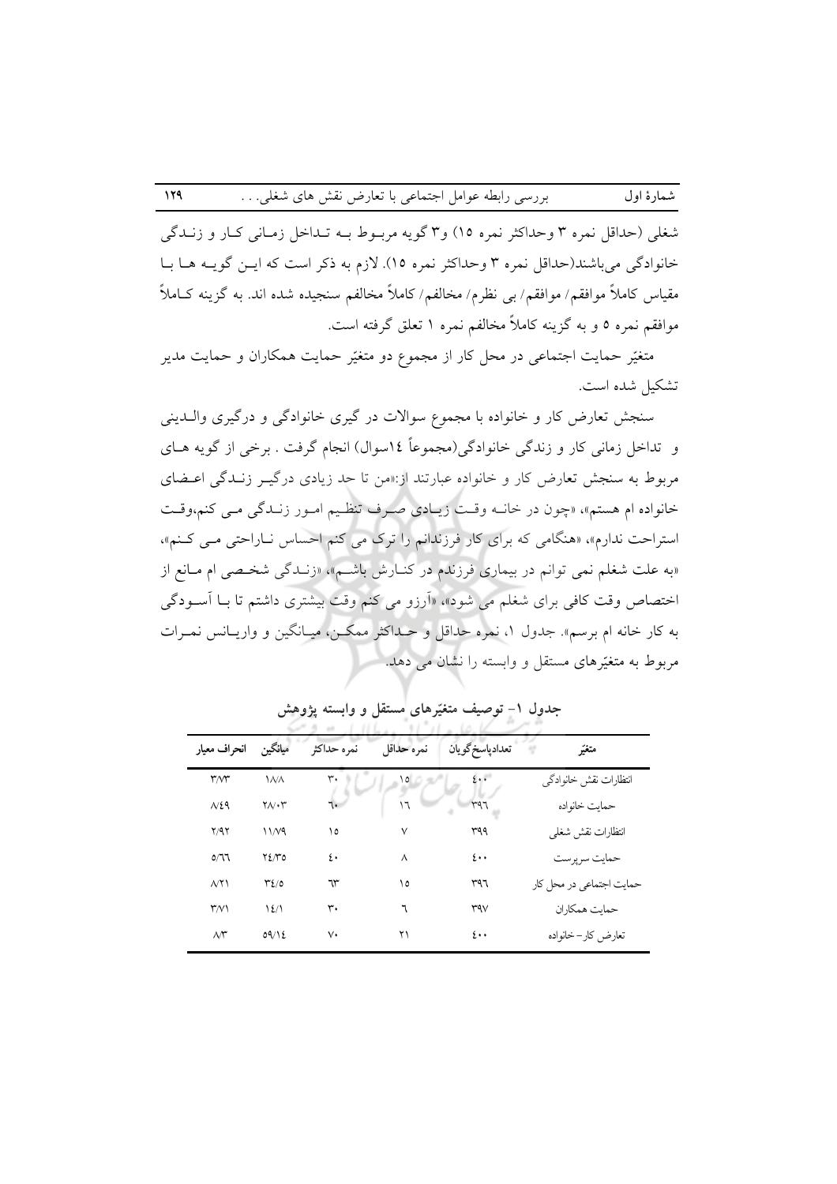شغلی (حداقل نمره ۳ وحداکثر نمره ۱۵) و۳ گویه مربـوط بـه تـداخل زمـانی کـار و زنـدگی خانوادگی می‌باشند(حداقل نمره ۳ وحداکثر نمره ۱۵). لازم به ذکر است که ایـن گویـه هـا بـا مقیاس کاملاً موافقم/ موافقم/ بی نظرم/ مخالفم/ کاملاً مخالفم سنجیده شده اند. به گزینه کـاملاً موافقم نمره ۵ و به گزینه کاملاً مخالفم نمره ۱ تعلق گرفته است.

متغیّر حمایت اجتماعی در محل کار از مجموع دو متغیّر حمایت همکاران و حمایت مدیر تشکیل شده است.

سنجش تعارض کار و خانواده با مجموع سوالات در گیری خانوادگی و درگیری والـدینی و تداخل زمانی کار و زندگی خانوادگی(مجموعاً ۱٤سوال) انجام گرفت . برخی از گویه هـای مربوط به سنجش تعارض کار و خانواده عبارتند از:«من تا حد زیادی درگیـر زنـدگی اعـضای خانواده ام هستم»، «چون در خانـه وقـت زیـادی صـرف تنظـیم امـور زنـدگی مـی کنم،وقـت استراحت ندارم»، «هنگامی که برای کار فرزندانم را ترک می کنم احساس نـاراحتی مـی کـنم»، «به علت شغلم نمی توانم در بیماری فرزندم در کنـارش باشـم»، «زنـدگی شخـصی ام مـانع از اختصاص وقت کافی برای شغلم می شود»، «آرزو می کنم وقت بیشتری داشتم تا بـا آسـودگی به کار خانه ام برسم». جدول ۱، نمره حداقل و حـداکثر ممکـن، میـانگین و واریـانس نمـرات مربوط به متغیّرهای مستقل و وابسته را نشان می دهد.

**جدول ۱- توصیف متغیّرهای مستقل و وابسته پژوهش**

| متغیّر | تعدادپاسخ‌گویان | نمره حداقل | نمره حداکثر | میانگین | انحراف معیار |
|---|---|---|---|---|---|
| انتظارات نقش خانوادگی | ٤٠٠ | ١٥ | ٣٠ | ١٨/٨ | ٣/٧٣ |
| حمایت خانواده | ٣٩٦ | ١٦ | ٦٠ | ٢٨/٠٣ | ٨/٤٩ |
| انتظارات نقش شغلی | ٣٩٩ | ٧ | ١٥ | ١١/٧٩ | ٢/٩٢ |
| حمایت سرپرست | ٤٠٠ | ٨ | ٤٠ | ٢٤/٣٥ | ٥/٦٦ |
| حمایت اجتماعی در محل کار | ٣٩٦ | ١٥ | ٦٣ | ٣٤/٥ | ٨/٢١ |
| حمایت همکاران | ٣٩٧ | ٦ | ٣٠ | ١٤/١ | ٣/٧١ |
| تعارض کار- خانواده | ٤٠٠ | ٢١ | ٧٠ | ٥٩/١٤ | ٨/٣ |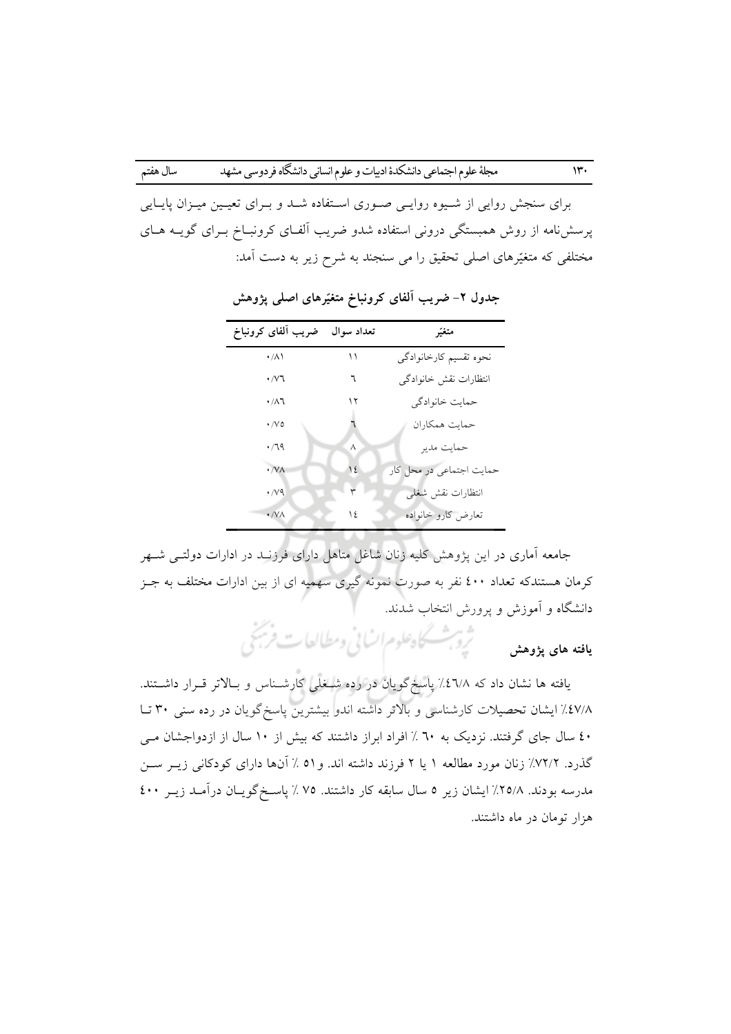برای سنجش روایی از شیوه روایی صوری استفاده شد و برای تعیین میزان پایایی پرسش‌نامه از روش همبستگی درونی استفاده شدو ضریب آلفای کرونباخ برای گویه های مختلف که متغیّرهای اصلی تحقیق را می سنجند به شرح زیر به دست آمد:

**جدول ۲- ضریب آلفای کرونباخ متغیّرهای اصلی پژوهش**

| متغیّر | تعداد سوال | ضریب آلفای کرونباخ |
|---|---|---|
| نحوه تقسیم کارخانوادگی | ۱۱ | ۰/۸۱ |
| انتظارات نقش خانوادگی | ٦ | ۰/۷٦ |
| حمایت خانوادگی | ۱۲ | ۰/۸٦ |
| حمایت همکاران | ٦ | ۰/۷۵ |
| حمایت مدیر | ۸ | ۰/٦۹ |
| حمایت اجتماعی در محل کار | ١٤ | ۰/۷۸ |
| انتظارات نقش شغلی | ۳ | ۰/۷۹ |
| تعارض کارو خانواده | ١٤ | ۰/۷۸ |

جامعه آماری در این پژوهش کلیه زنان شاغل متاهل دارای فرزند در ادارات دولتی شهر کرمان هستندکه تعداد ٤۰۰ نفر به صورت نمونه گیری سهمیه ای از بین ادارات مختلف به جز دانشگاه و آموزش و پرورش انتخاب شدند.

### یافته های پژوهش

یافته ها نشان داد که ٤٦/۸٪ پاسخ‌گویان در رده شغلی کارشناس و بالاتر قرار داشتند. ٤۷/۸٪ ایشان تحصیلات کارشناسی و بالاتر داشته اندو بیشترین پاسخ‌گویان در رده سنی ۳۰ تا ٤۰ سال جای گرفتند. نزدیک به ٦۰ ٪ افراد ابراز داشتند که بیش از ۱۰ سال از ازدواجشان می گذرد. ۷۲/۲٪ زنان مورد مطالعه ۱ یا ۲ فرزند داشته اند. و۵۱ ٪ آن‌ها دارای کودکانی زیر سن مدرسه بودند. ۲۵/۸٪ ایشان زیر ۵ سال سابقه کار داشتند. ۷۵ ٪ پاسخ‌گویان درآمد زیر ٤۰۰ هزار تومان در ماه داشتند.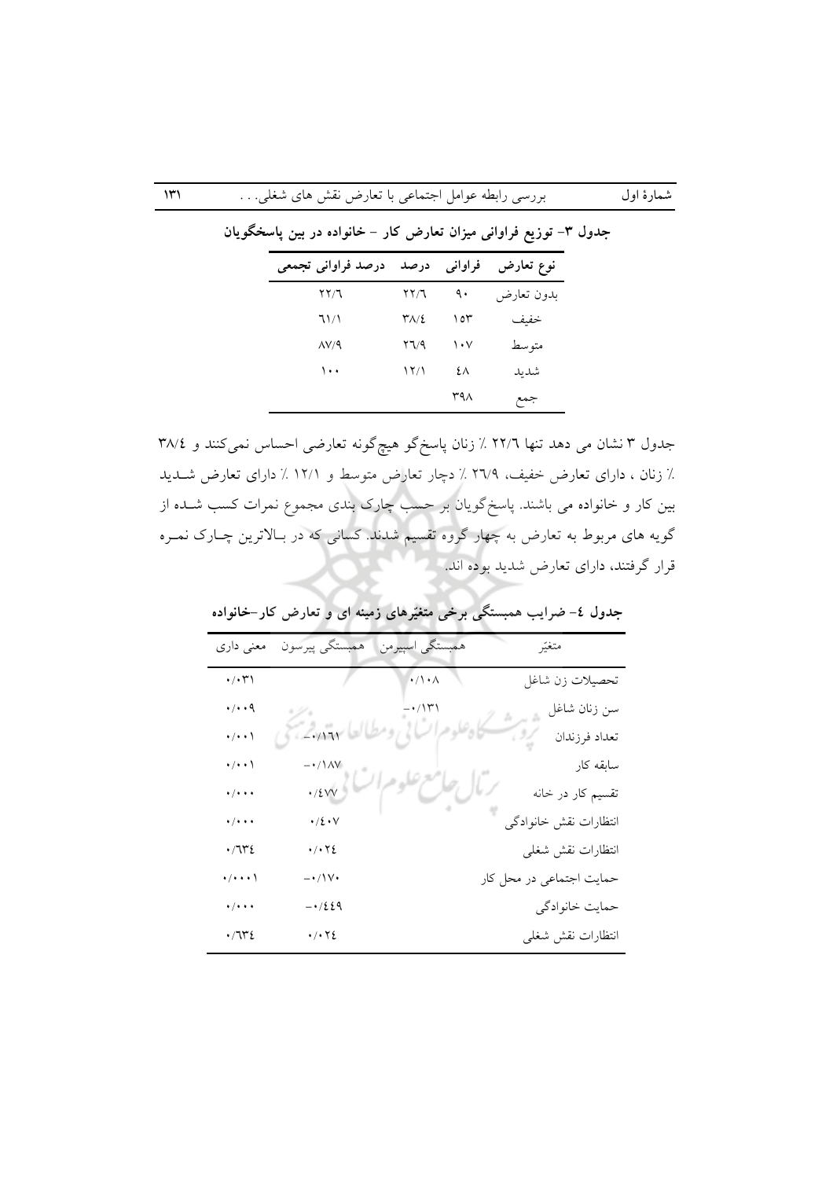**جدول ۳- توزیع فراوانی میزان تعارض کار - خانواده در بین پاسخگویان**

| نوع تعارض | فراوانی | درصد | درصد فراوانی تجمعی |
|---|---|---|---|
| بدون تعارض | ۹۰ | ۲۲/٦ | ۲۲/٦ |
| خفیف | ۱۵۳ | ۳۸/٤ | ٦۱/۱ |
| متوسط | ۱۰۷ | ۲٦/۹ | ۸۷/۹ |
| شدید | ٤۸ | ۱۲/۱ | ۱۰۰ |
| جمع | ۳۹۸ | | |

جدول ۳ نشان می دهد تنها ۲۲/٦ ٪ زنان پاسخ‌گو هیچ‌گونه تعارضی احساس نمی‌کنند و ۳۸/٤ ٪ زنان ، دارای تعارض خفیف، ۲٦/۹ ٪ دچار تعارض متوسط و ۱۲/۱ ٪ دارای تعارض شدید بین کار و خانواده می باشند. پاسخ‌گویان بر حسب چارک بندی مجموع نمرات کسب شده از گویه های مربوط به تعارض به چهار گروه تقسیم شدند. کسانی که در بالاترین چارک نمره قرار گرفتند، دارای تعارض شدید بوده اند.

**جدول ٤- ضرایب همبستگی برخی متغیّرهای زمینه ای و تعارض کار-خانواده**

| متغیّر | همبستگی اسپیرمن | همبستگی پیرسون | معنی داری |
|---|---|---|---|
| تحصیلات زن شاغل | ۰/۱۰۸ | | ۰/۰۳۱ |
| سن زنان شاغل | -۰/۱۳۱ | | ۰/۰۰۹ |
| تعداد فرزندان | | -۰/۱٦۱ | ۰/۰۰۱ |
| سابقه کار | | -۰/۱۸۷ | ۰/۰۰۱ |
| تقسیم کار در خانه | | ۰/٤۷۷ | ۰/۰۰۰ |
| انتظارات نقش خانوادگی | | ۰/٤۰۷ | ۰/۰۰۰ |
| انتظارات نقش شغلی | | ۰/۰۲٤ | ۰/٦۳٤ |
| حمایت اجتماعی در محل کار | | -۰/۱۷۰ | ۰/۰۰۰۱ |
| حمایت خانوادگی | | -۰/٤٤۹ | ۰/۰۰۰ |
| انتظارات نقش شغلی | | ۰/۰۲٤ | ۰/٦۳٤ |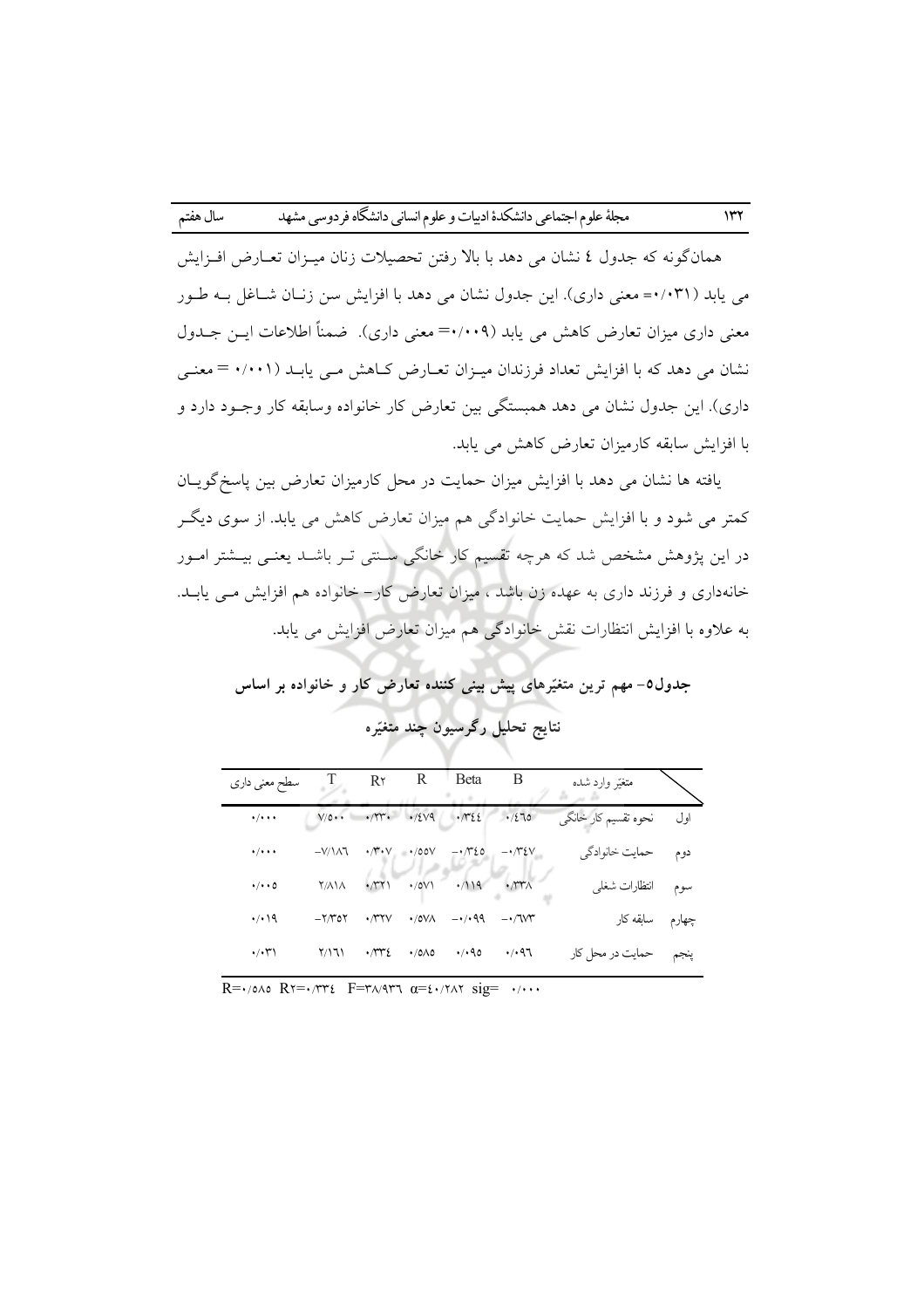همان‌گونه که جدول ٤ نشان می دهد با بالا رفتن تحصیلات زنان میزان تعارض افزایش می یابد (٠/٠٣١= معنی داری). این جدول نشان می دهد با افزایش سن زنان شاغل به طور معنی داری میزان تعارض کاهش می یابد (٠/٠٠٩= معنی داری). ضمناً اطلاعات این جدول نشان می دهد که با افزایش تعداد فرزندان میزان تعارض کاهش می یابد (٠/٠٠١ = معنی داری). این جدول نشان می دهد همبستگی بین تعارض کار خانواده وسابقه کار وجود دارد و با افزایش سابقه کارمیزان تعارض کاهش می یابد.

یافته ها نشان می دهد با افزایش میزان حمایت در محل کارمیزان تعارض بین پاسخ‌گویان کمتر می شود و با افزایش حمایت خانوادگی هم میزان تعارض کاهش می یابد. از سوی دیگر در این پژوهش مشخص شد که هرچه تقسیم کار خانگی سنتی تر باشد یعنی بیشتر امور خانه‌داری و فرزند داری به عهده زن باشد ، میزان تعارض کار- خانواده هم افزایش می یابد. به علاوه با افزایش انتظارات نقش خانوادگی هم میزان تعارض افزایش می یابد.

**جدول٥- مهم ترین متغیّرهای پیش بینی کننده تعارض کار و خانواده بر اساس نتایج تحلیل رگرسیون چند متغیّره**

| | متغیّر وارد شده | B | Beta | R | R٢ | T | سطح معنی داری |
|---|---|---|---|---|---|---|---|
| اول | نحوه تقسیم کار خانگی | ٠/٤٦٥ | ٠/٣٤٤ | ٠/٤٧٩ | ٠/٢٣٠ | ٧/٥٠٠ | ٠/٠٠٠ |
| دوم | حمایت خانوادگی | -٠/٣٤٧ | -٠/٣٤٥ | ٠/٥٥٧ | ٠/٣٠٧ | -٧/١٨٦ | ٠/٠٠٠ |
| سوم | انتظارات شغلی | ٠/٢٣٨ | ٠/١١٩ | ٠/٥٧١ | ٠/٣٢١ | ٢/٨١٨ | ٠/٠٠٥ |
| چهارم | سابقه کار | -٠/٦٧٣ | -٠/٠٩٩ | ٠/٥٧٨ | ٠/٣٢٧ | -٢/٣٥٢ | ٠/٠١٩ |
| پنجم | حمایت در محل کار | ٠/٠٩٦ | ٠/٠٩٥ | ٠/٥٨٥ | ٠/٣٣٤ | ٢/١٦١ | ٠/٠٣١ |

R=٠/٥٨٥ R٢=٠/٣٣٤ F=٣٨/٩٣٦ α=٤٠/٢٨٢ sig= ٠/٠٠٠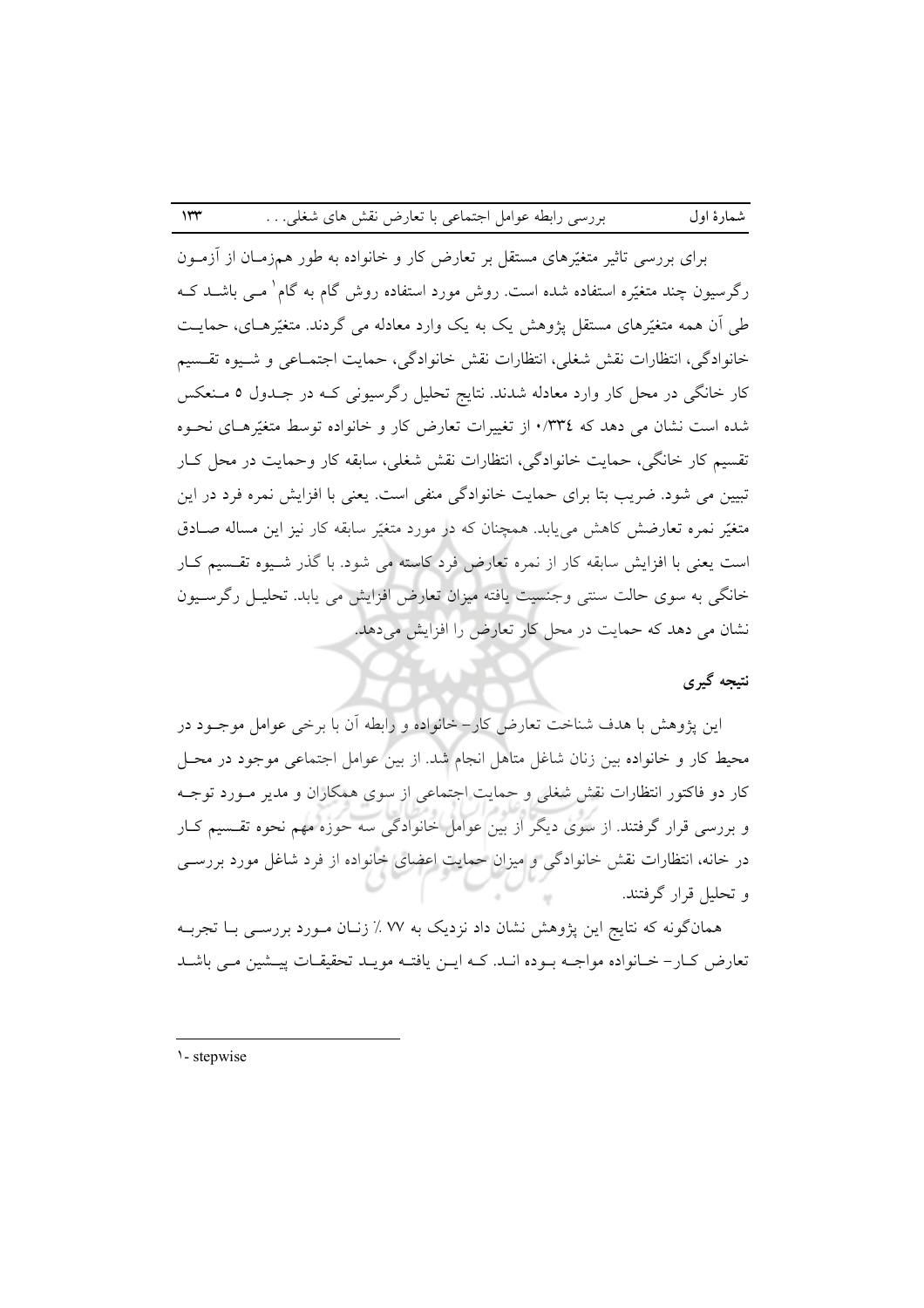برای بررسی تاثیر متغیّرهای مستقل بر تعارض کار و خانواده به طور هم‌زمـان از آزمـون رگرسیون چند متغیّره استفاده شده است. روش مورد استفاده روش گام به گام[1] مـی باشـد کـه طی آن همه متغیّرهای مستقل پژوهش یک به یک وارد معادله می گردند. متغیّرهـای، حمایـت خانوادگی، انتظارات نقش شغلی، انتظارات نقش خانوادگی، حمایت اجتمـاعی و شـیوه تقـسیم کار خانگی در محل کار وارد معادله شدند. نتایج تحلیل رگرسیونی کـه در جـدول ۵ مـنعکس شده است نشان می دهد که ۰/۳۳٤ از تغییرات تعارض کار و خانواده توسط متغیّرهـای نحـوه تقسیم کار خانگی، حمایت خانوادگی، انتظارات نقش شغلی، سابقه کار وحمایت در محل کـار تبیین می شود. ضریب بتا برای حمایت خانوادگی منفی است. یعنی با افزایش نمره فرد در این متغیّر نمره تعارضش کاهش می‌یابد. همچنان که در مورد متغیّر سابقه کار نیز این مساله صـادق است یعنی با افزایش سابقه کار از نمره تعارض فرد کاسته می شود. با گذر شـیوه تقـسیم کـار خانگی به سوی حالت سنتی وجنسیت یافته میزان تعارض افزایش می یابد. تحلیـل رگرسـیون نشان می دهد که حمایت در محل کار تعارض را افزایش می‌دهد.

## نتیجه گیری

این پژوهش با هدف شناخت تعارض کار- خانواده و رابطه آن با برخی عوامل موجـود در محیط کار و خانواده بین زنان شاغل متاهل انجام شد. از بین عوامل اجتماعی موجود در محـل کار دو فاکتور انتظارات نقش شغلی و حمایت اجتماعی از سوی همکاران و مدیر مـورد توجـه و بررسی قرار گرفتند. از سوی دیگر از بین عوامل خانوادگی سه حوزه مهم نحوه تقـسیم کـار در خانه، انتظارات نقش خانوادگی و میزان حمایت اعضای خانواده از فرد شاغل مورد بررسـی و تحلیل قرار گرفتند.

همان‌گونه که نتایج این پژوهش نشان داد نزدیک به ۷۷ ٪ زنـان مـورد بررسـی بـا تجربـه تعارض کـار- خـانواده مواجـه بـوده انـد. کـه ایـن یافتـه مویـد تحقیقـات پیـشین مـی باشـد

---

[1]- stepwise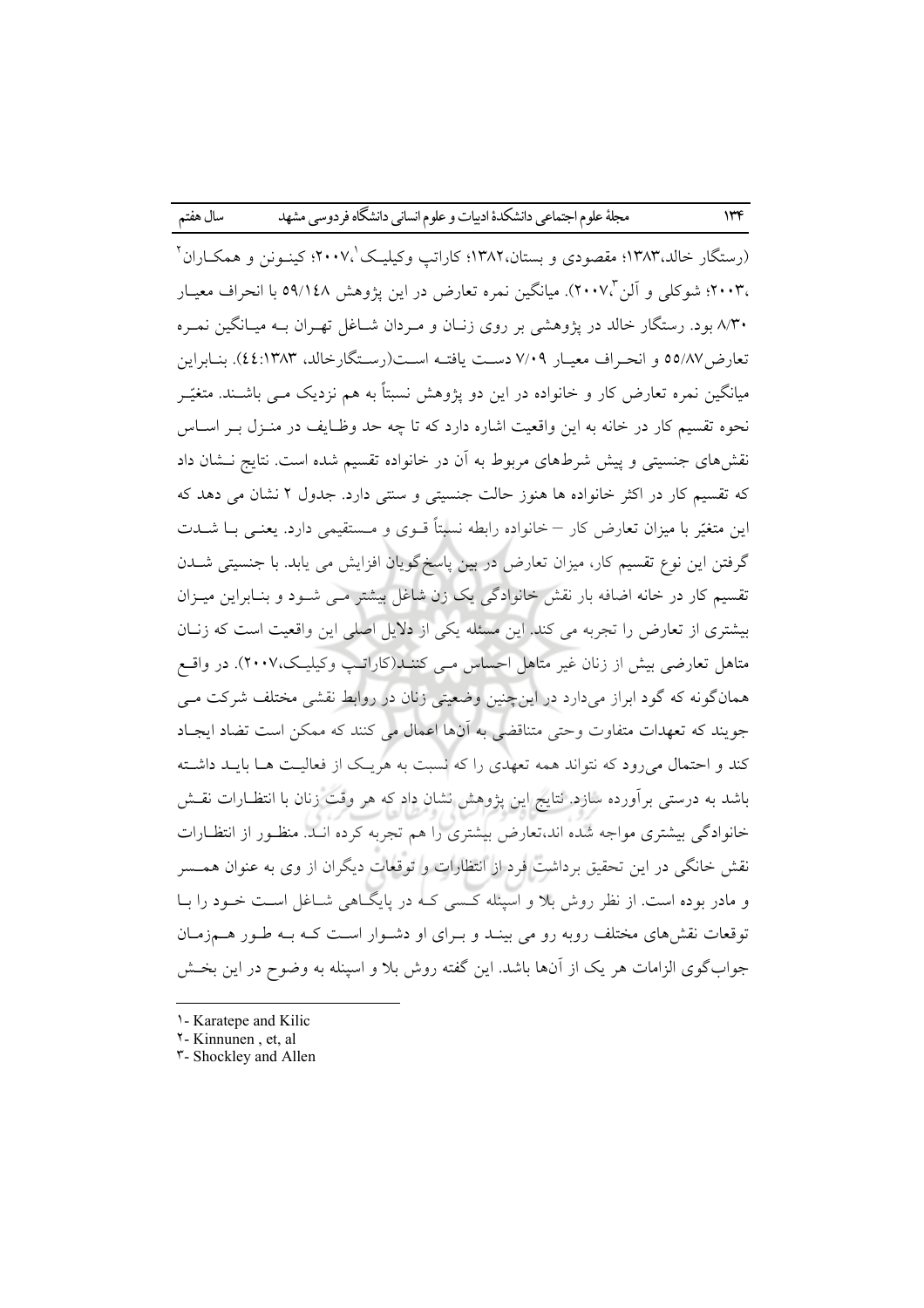(رستگار خالد،۱۳۸۳؛ مقصودی و بستان،۱۳۸۲؛ کاراتپ وکیلیک[۱]،۲۰۰۷؛ کینونن و همکاران[۲]،۲۰۰۳؛ شوکلی و آلن[۳]،۲۰۰۷). میانگین نمره تعارض در این پژوهش ۵۹/۱٤۸ با انحراف معیار ۸/۳۰ بود. رستگار خالد در پژوهشی بر روی زنان و مردان شاغل تهران به میانگین نمره تعارض ۵۵/۸۷ و انحراف معیار ۷/۰۹ دست یافته است(رستگارخالد، ۱۳۸۳:٤٤). بنابراین میانگین نمره تعارض کار و خانواده در این دو پژوهش نسبتاً به هم نزدیک می باشند. متغیّر نحوه تقسیم کار در خانه به این واقعیت اشاره دارد که تا چه حد وظایف در منزل بر اساس نقش‌های جنسیتی و پیش شرط‌های مربوط به آن در خانواده تقسیم شده است. نتایج نشان داد که تقسیم کار در اکثر خانواده ها هنوز حالت جنسیتی و سنتی دارد. جدول ۲ نشان می دهد که این متغیّر با میزان تعارض کار – خانواده رابطه نسبتاً قوی و مستقیمی دارد. یعنی با شدت گرفتن این نوع تقسیم کار، میزان تعارض در بین پاسخ‌گویان افزایش می یابد. با جنسیتی شدن تقسیم کار در خانه اضافه بار نقش خانوادگی یک زن شاغل بیشتر می شود و بنابراین میزان بیشتری از تعارض را تجربه می کند. این مسئله یکی از دلایل اصلی این واقعیت است که زنان متاهل تعارضی بیش از زنان غیر متاهل احساس می کنند(کاراتپ وکیلیک،۲۰۰۷). در واقع همان‌گونه که گود ابراز می‌دارد در این‌چنین وضعیتی زنان در روابط نقشی مختلف شرکت می جویند که تعهدات متفاوت وحتی متناقضی به آن‌ها اعمال می کنند که ممکن است تضاد ایجاد کند و احتمال می‌رود که نتواند همه تعهدی را که نسبت به هریک از فعالیت ها باید داشته باشد به درستی برآورده سازد. نتایج این پژوهش نشان داد که هر وقت زنان با انتظارات نقش خانوادگی بیشتری مواجه شده اند،تعارض بیشتری را هم تجربه کرده اند. منظور از انتظارات نقش خانگی در این تحقیق برداشت فرد از انتظارات و توقعات دیگران از وی به عنوان همسر و مادر بوده است. از نظر روش بلا و اسپنله کسی که در پایگاهی شاغل است خود را با توقعات نقش‌های مختلف روبه رو می بیند و برای او دشوار است که به طور هم‌زمان جواب‌گوی الزامات هر یک از آن‌ها باشد. این گفته روش بلا و اسپنله به وضوح در این بخش

---

۱- Karatepe and Kilic

۲- Kinnunen , et, al

۳- Shockley and Allen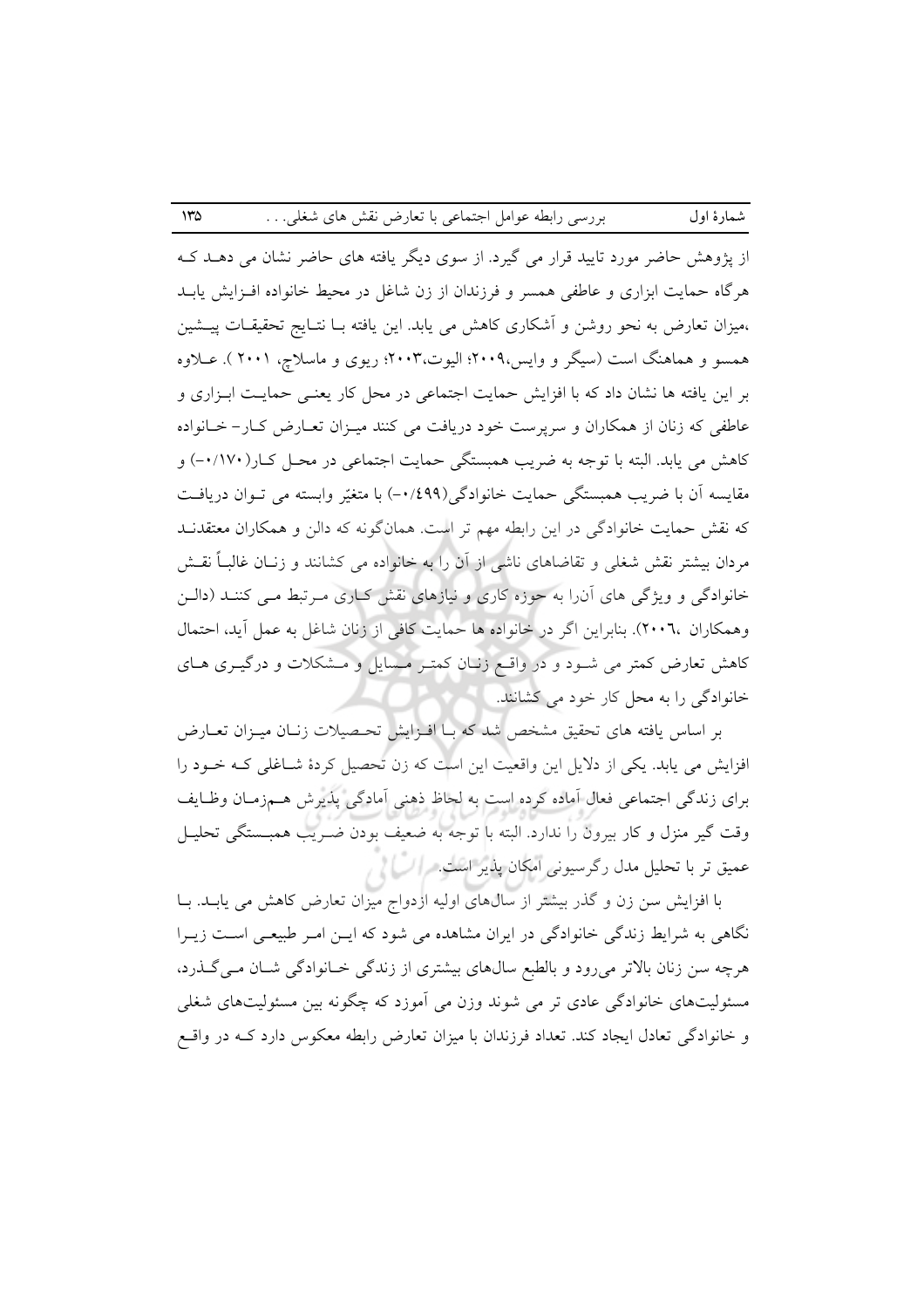از پژوهش حاضر مورد تایید قرار می گیرد. از سوی دیگر یافته های حاضر نشان می دهـد کـه هرگاه حمایت ابزاری و عاطفی همسر و فرزندان از زن شاغل در محیط خانواده افـزایش یابـد ،میزان تعارض به نحو روشن و آشکاری کاهش می یابد. این یافته بـا نتـایج تحقیقـات پیـشین همسو و هماهنگ است (سیگر و وایس،۲۰۰۹؛ الیوت،۲۰۰۳؛ ریوی و ماسلاچ، ۲۰۰۱ ). عـلاوه بر این یافته ها نشان داد که با افزایش حمایت اجتماعی در محل کار یعنـی حمایـت ابـزاری و عاطفی که زنان از همکاران و سرپرست خود دریافت می کنند میـزان تعـارض کـار- خـانواده کاهش می یابد. البته با توجه به ضریب همبستگی حمایت اجتماعی در محـل کـار(۰/۱۷۰-) و مقایسه آن با ضریب همبستگی حمایت خانوادگی(۰/٤۹۹-) با متغیّر وابسته می تـوان دریافـت که نقش حمایت خانوادگی در این رابطه مهم تر است. همان‌گونه که دالن و همکاران معتقدنـد مردان بیشتر نقش شغلی و تقاضاهای ناشی از آن را به خانواده می کشانند و زنـان غالبـاً نقـش خانوادگی و ویژگی های آنرا به حوزه کاری و نیازهای نقش کـاری مـرتبط مـی کننـد (دالـن وهمکاران ،۲۰۰٦). بنابراین اگر در خانواده ها حمایت کافی از زنان شاغل به عمل آید، احتمال کاهش تعارض کمتر می شـود و در واقـع زنـان کمتـر مـسایل و مـشکلات و درگیـری هـای خانوادگی را به محل کار خود می کشانند.

بر اساس یافته های تحقیق مشخص شد که بـا افـزایش تحـصیلات زنـان میـزان تعـارض افزایش می یابد. یکی از دلایل این واقعیت این است که زن تحصیل کردهٔ شـاغلی کـه خـود را برای زندگی اجتماعی فعال آماده کرده است به لحاظ ذهنی آمادگی پذیرش هـم‌زمـان وظـایف وقت گیر منزل و کار بیرون را ندارد. البته با توجه به ضعیف بودن ضـریب همبـستگی تحلیـل عمیق تر با تحلیل مدل رگرسیونی امکان پذیر است.

با افزایش سن زن و گذر بیشتر از سال‌های اولیه ازدواج میزان تعارض کاهش می یابـد. بـا نگاهی به شرایط زندگی خانوادگی در ایران مشاهده می شود که ایـن امـر طبیعـی اسـت زیـرا هرچه سن زنان بالاتر می‌رود و بالطبع سال‌های بیشتری از زندگی خـانوادگی شـان مـی‌گـذرد، مسئولیت‌های خانوادگی عادی تر می شوند وزن می آموزد که چگونه بین مسئولیت‌های شغلی و خانوادگی تعادل ایجاد کند. تعداد فرزندان با میزان تعارض رابطه معکوس دارد کـه در واقـع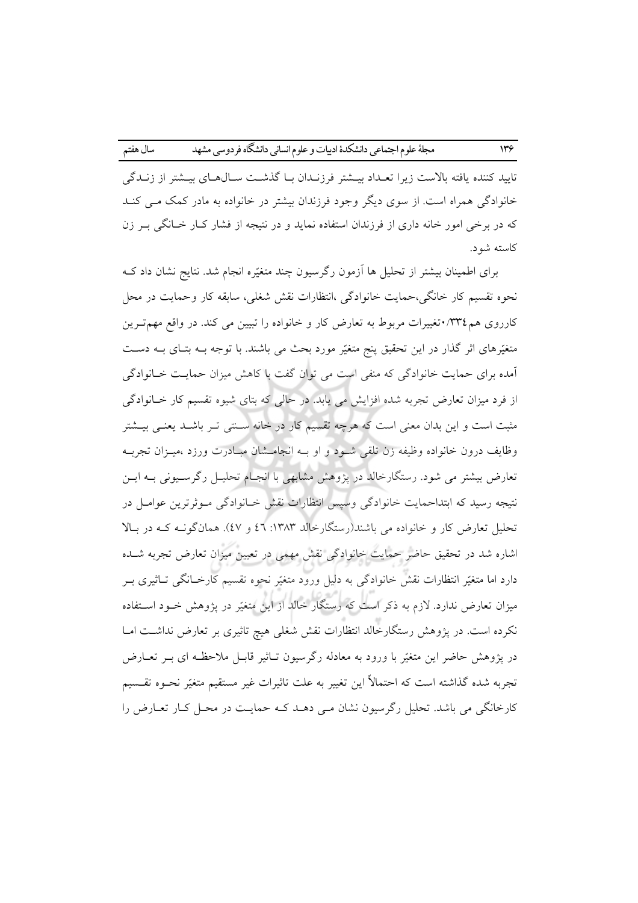تایید کننده یافته بالاست زیرا تعداد بیشتر فرزندان با گذشت سال‌های بیشتر از زندگی خانوادگی همراه است. از سوی دیگر وجود فرزندان بیشتر در خانواده به مادر کمک می کند که در برخی امور خانه داری از فرزندان استفاده نماید و در نتیجه از فشار کار خانگی بر زن کاسته شود.

برای اطمینان بیشتر از تحلیل ها آزمون رگرسیون چند متغیّره انجام شد. نتایج نشان داد که نحوه تقسیم کار خانگی،حمایت خانوادگی ،انتظارات نقش شغلی، سابقه کار وحمایت در محل کارروی هم۰/۳۳٤تغییرات مربوط به تعارض کار و خانواده را تبیین می کند. در واقع مهم‌ترین متغیّرهای اثر گذار در این تحقیق پنج متغیّر مورد بحث می باشند. با توجه به بتای به دست آمده برای حمایت خانوادگی که منفی است می توان گفت با کاهش میزان حمایت خانوادگی از فرد میزان تعارض تجربه شده افزایش می یابد. در حالی که بتای شیوه تقسیم کار خانوادگی مثبت است و این بدان معنی است که هرچه تقسیم کار در خانه سنتی تر باشد یعنی بیشتر وظایف درون خانواده وظیفه زن تلقی شود و او به انجامشان مبادرت ورزد ،میزان تجربه تعارض بیشتر می شود. رستگارخالد در پژوهش مشابهی با انجام تحلیل رگرسیونی به این نتیجه رسید که ابتداحمایت خانوادگی وسپس انتظارات نقش خانوادگی موثرترین عوامل در تحلیل تعارض کار و خانواده می باشند(رستگارخالد ۱۳۸۳: ٤٦ و ٤٧). همان‌گونه که در بالا اشاره شد در تحقیق حاضر حمایت خانوادگی نقش مهمی در تعیین میزان تعارض تجربه شده دارد اما متغیّر انتظارات نقش خانوادگی به دلیل ورود متغیّر نحوه تقسیم کارخانگی تاثیری بر میزان تعارض ندارد. لازم به ذکر است که رستگار خالد از این متغیّر در پژوهش خود استفاده نکرده است. در پژوهش رستگارخالد انتظارات نقش شغلی هیچ تاثیری بر تعارض نداشت اما در پژوهش حاضر این متغیّر با ورود به معادله رگرسیون تاثیر قابل ملاحظه ای بر تعارض تجربه شده گذاشته است که احتمالاً این تغییر به علت تاثیرات غیر مستقیم متغیّر نحوه تقسیم کارخانگی می باشد. تحلیل رگرسیون نشان می دهد که حمایت در محل کار تعارض را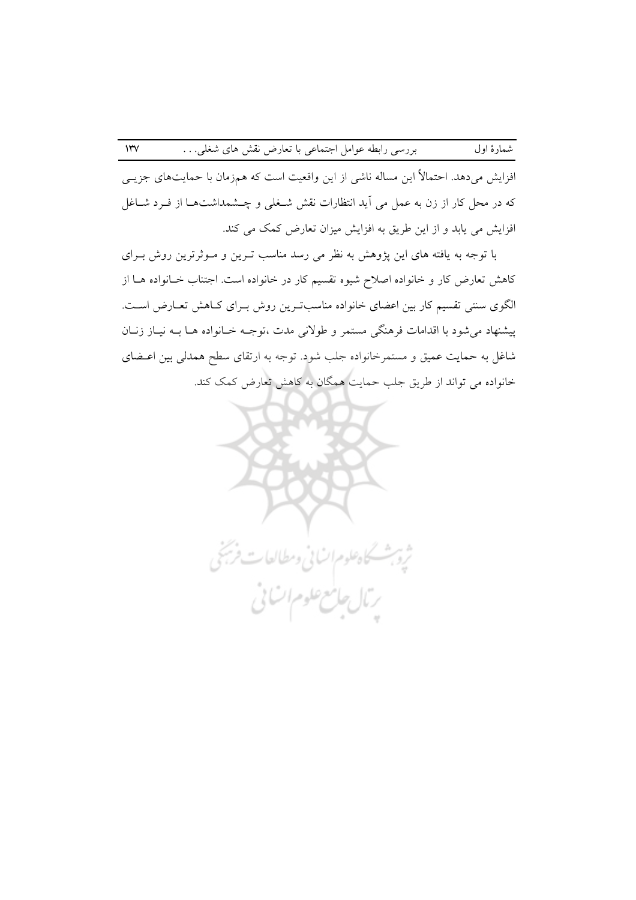افزایش می‌دهد. احتمالاً این مساله ناشی از این واقعیت است که هم‌زمان با حمایت‌های جزیی که در محل کار از زن به عمل می آید انتظارات نقش شغلی و چشمداشت‌ها از فرد شاغل افزایش می یابد و از این طریق به افزایش میزان تعارض کمک می کند.

با توجه به یافته های این پژوهش به نظر می رسد مناسب ترین و موثرترین روش برای کاهش تعارض کار و خانواده اصلاح شیوه تقسیم کار در خانواده است. اجتناب خانواده ها از الگوی سنتی تقسیم کار بین اعضای خانواده مناسب‌ترین روش برای کاهش تعارض است. پیشنهاد می‌شود با اقدامات فرهنگی مستمر و طولانی مدت ،توجه خانواده ها به نیاز زنان شاغل به حمایت عمیق و مستمرخانواده جلب شود. توجه به ارتقای سطح همدلی بین اعضای خانواده می تواند از طریق جلب حمایت همگان به کاهش تعارض کمک کند.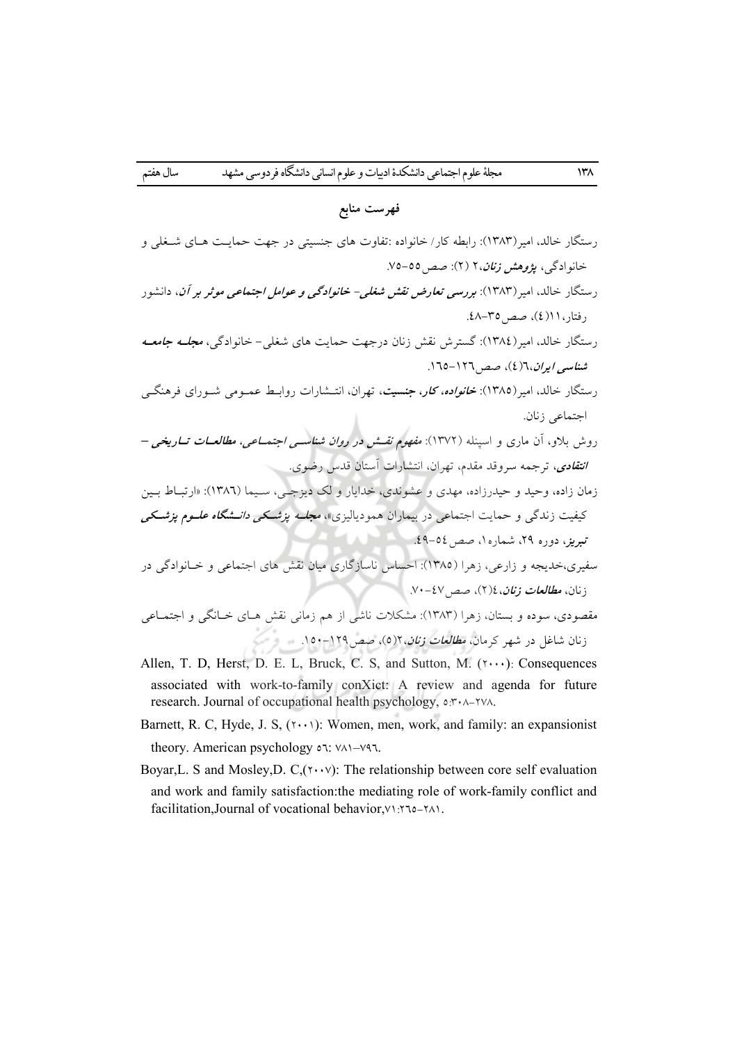## فهرست منابع

رستگار خالد، امیر(۱۳۸۳): رابطه کار/ خانواده :تفاوت های جنسیتی در جهت حمایت هـای شـغلی و خانوادگی، ***پژوهش زنان***،۲ (۲): صص ۵۵-۷۵.

رستگار خالد، امیر(۱۳۸۳): ***بررسی تعارض نقش شغلی- خانوادگی و عوامل اجتماعی موثر بر آن***، دانشور رفتار،۱۱(٤)، صص ۳۵-٤۸.

رستگار خالد، امیر(۱۳۸٤): گسترش نقش زنان درجهت حمایت های شغلی- خانوادگی، ***مجلـه جامعـه شناسی ایران***،٦(٤)، صص ۱۲٦-۱٦۵.

رستگار خالد، امیر(۱۳۸۵): ***خانواده، کار، جنسیت***، تهران، انتـشارات روابـط عمـومی شـورای فرهنگـی اجتماعی زنان.

روش بلاو، آن ماری و اسپنله (۱۳۷۲): ***مفهوم نقـش در روان شناسـی اجتمـاعی، مطالعـات تـاریخی – انتقادی***، ترجمه سروقد مقدم، تهران، انتشارات آستان قدس رضوی.

زمان زاده، وحید و حیدرزاده، مهدی و عشوندی، خدایار و لک دیزجـی، سـیما (۱۳۸٦): «ارتبـاط بـین کیفیت زندگی و حمایت اجتماعی در بیماران همودیالیزی»، ***مجلـه پزشـکی دانـشگاه علـوم پزشـکی تبریز***، دوره ۲۹، شماره۱، صص ۵٤-٤۹.

سفیری،خدیجه و زارعی، زهرا (۱۳۸۵): احساس ناسازگاری میان نقش های اجتماعی و خـانوادگی در زنان، ***مطالعات زنان***،٤(۲)، صص ٤۷-۷۰.

مقصودی، سوده و بستان، زهرا (۱۳۸۳): مشکلات ناشی از هم زمانی نقش هـای خـانگی و اجتمـاعی زنان شاغل در شهر کرمان، ***مطالعات زنان***،۲(۵)، صص ۱۲۹-۱۵۰.

Allen, T. D, Herst, D. E. L, Bruck, C. S, and Sutton, M. (۲۰۰۰): Consequences associated with work-to-family conXict: A review and agenda for future research. Journal of occupational health psychology, ۵:۳۰۸-۲۷۸.

Barnett, R. C, Hyde, J. S, (۲۰۰۱): Women, men, work, and family: an expansionist theory. American psychology ۵٦: ۷۸۱–۷۹٦.

Boyar,L. S and Mosley,D. C,(۲۰۰۷): The relationship between core self evaluation and work and family satisfaction:the mediating role of work-family conflict and facilitation,Journal of vocational behavior,۷۱:۲٦۵-۲۸۱.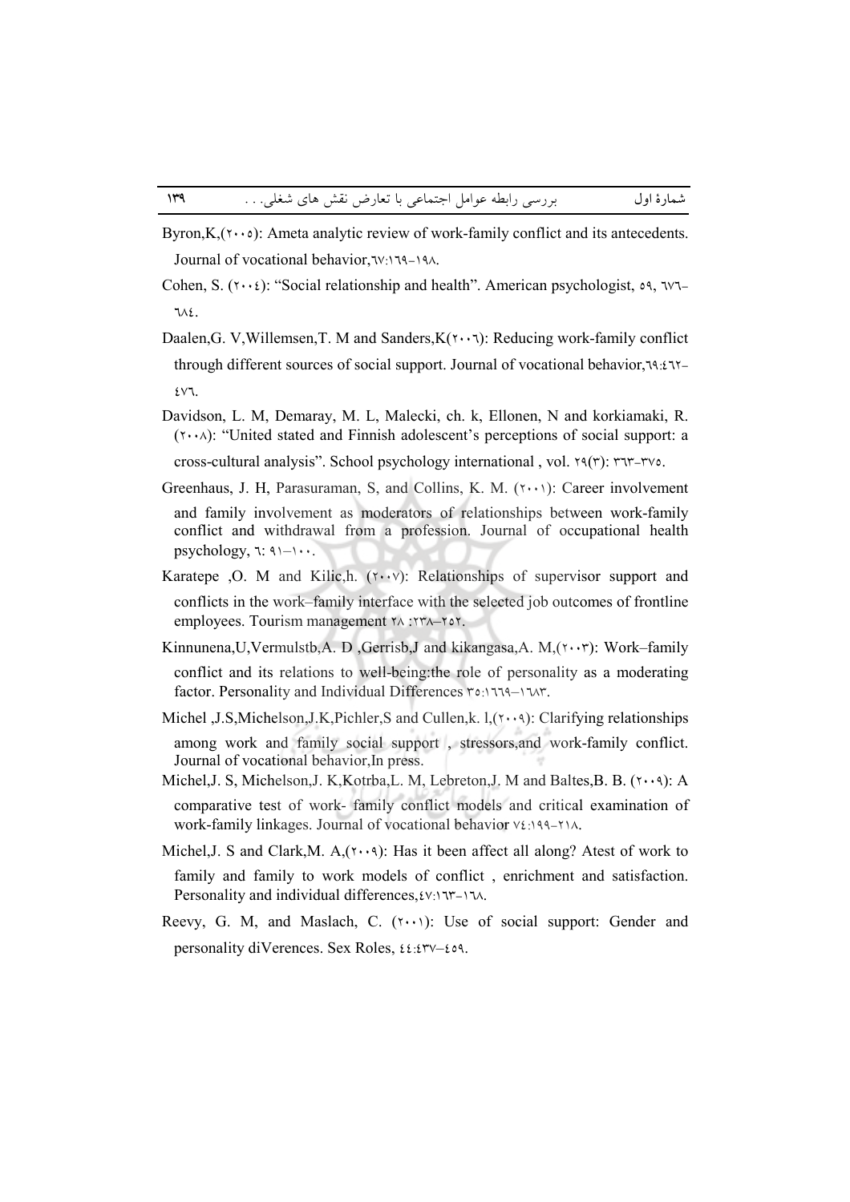Byron,K,(۲۰۰۵): Ameta analytic review of work-family conflict and its antecedents. Journal of vocational behavior,٦٧:١٦٩-١٩٨.

Cohen, S. (۲۰۰٤): "Social relationship and health". American psychologist, ٥٩, ٦٧٦-٦٨٤.

Daalen,G. V,Willemsen,T. M and Sanders,K(۲۰۰٦): Reducing work-family conflict through different sources of social support. Journal of vocational behavior,٦٩:٤٦٢-٤٧٦.

Davidson, L. M, Demaray, M. L, Malecki, ch. k, Ellonen, N and korkiamaki, R. (۲۰۰۸): "United stated and Finnish adolescent's perceptions of social support: a cross-cultural analysis". School psychology international , vol. ۲۹(۳): ۳٦۳-۳۷٥.

Greenhaus, J. H, Parasuraman, S, and Collins, K. M. (۲۰۰۱): Career involvement and family involvement as moderators of relationships between work-family conflict and withdrawal from a profession. Journal of occupational health psychology, ٦: ٩١–١٠٠.

Karatepe ,O. M and Kilic,h. (۲۰۰۷): Relationships of supervisor support and conflicts in the work–family interface with the selected job outcomes of frontline employees. Tourism management ۲۸ :۲۳۸–۲٥۲.

Kinnunena,U,Vermulstb,A. D ,Gerrisb,J and kikangasa,A. M,(۲۰۰۳): Work–family conflict and its relations to well-being:the role of personality as a moderating factor. Personality and Individual Differences ۳٥:١٦٦٩–١٦٨۳.

Michel ,J.S,Michelson,J.K,Pichler,S and Cullen,k. l,(۲۰۰۹): Clarifying relationships among work and family social support , stressors,and work-family conflict. Journal of vocational behavior,In press.

Michel,J. S, Michelson,J. K,Kotrba,L. M, Lebreton,J. M and Baltes,B. B. (۲۰۰۹): A comparative test of work- family conflict models and critical examination of work-family linkages. Journal of vocational behavior ٧٤:١٩٩-٢١٨.

Michel,J. S and Clark,M. A,(۲۰۰۹): Has it been affect all along? Atest of work to family and family to work models of conflict , enrichment and satisfaction. Personality and individual differences,٤٧:١٦٣-١٦٨.

Reevy, G. M, and Maslach, C. (۲۰۰۱): Use of social support: Gender and personality diVerences. Sex Roles, ٤٤:٤٣٧–٤٥٩.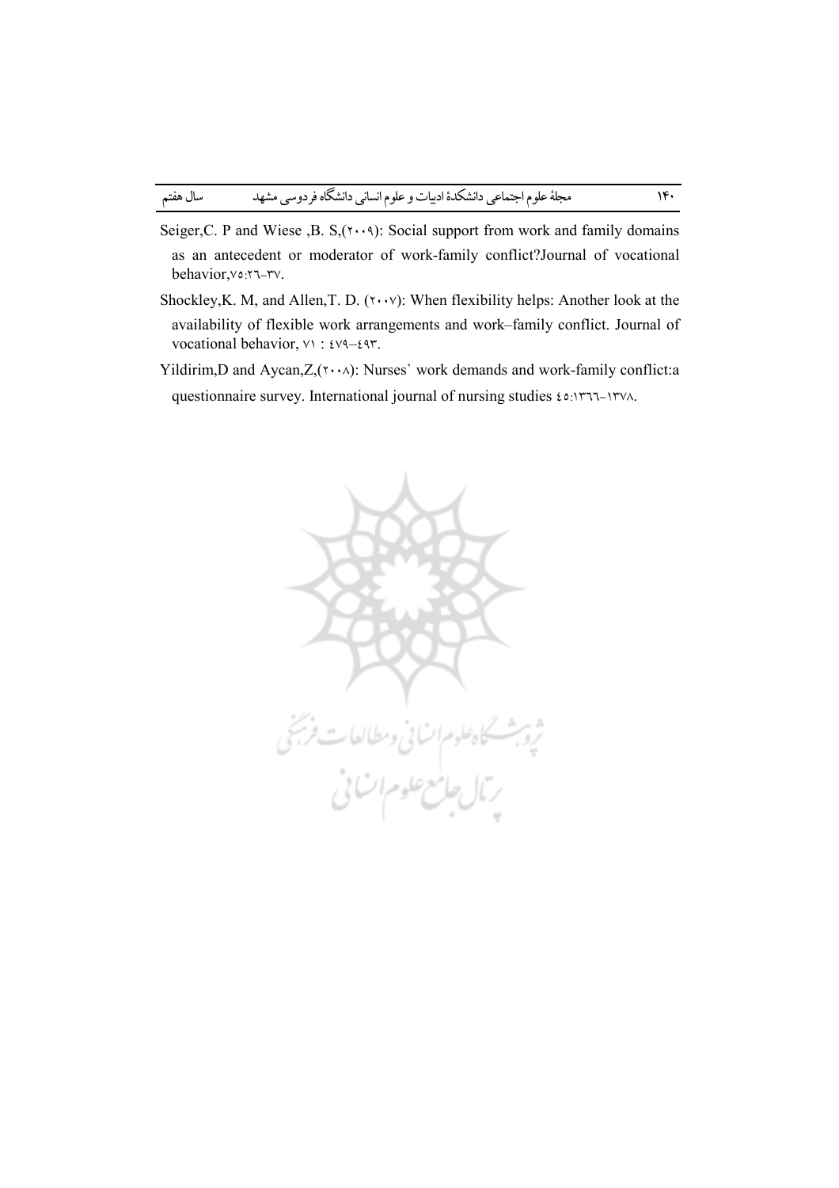Seiger,C. P and Wiese ,B. S,(۲۰۰۹): Social support from work and family domains as an antecedent or moderator of work-family conflict?Journal of vocational behavior,۷۵:۲٦-۳۷.

Shockley,K. M, and Allen,T. D. (۲۰۰۷): When flexibility helps: Another look at the availability of flexible work arrangements and work–family conflict. Journal of vocational behavior, ۷۱ : ٤۷۹–٤۹۳.

Yildirim,D and Aycan,Z,(۲۰۰۸): Nurses` work demands and work-family conflict:a questionnaire survey. International journal of nursing studies ٤٥:۱۳٦٦-۱۳۷۸.